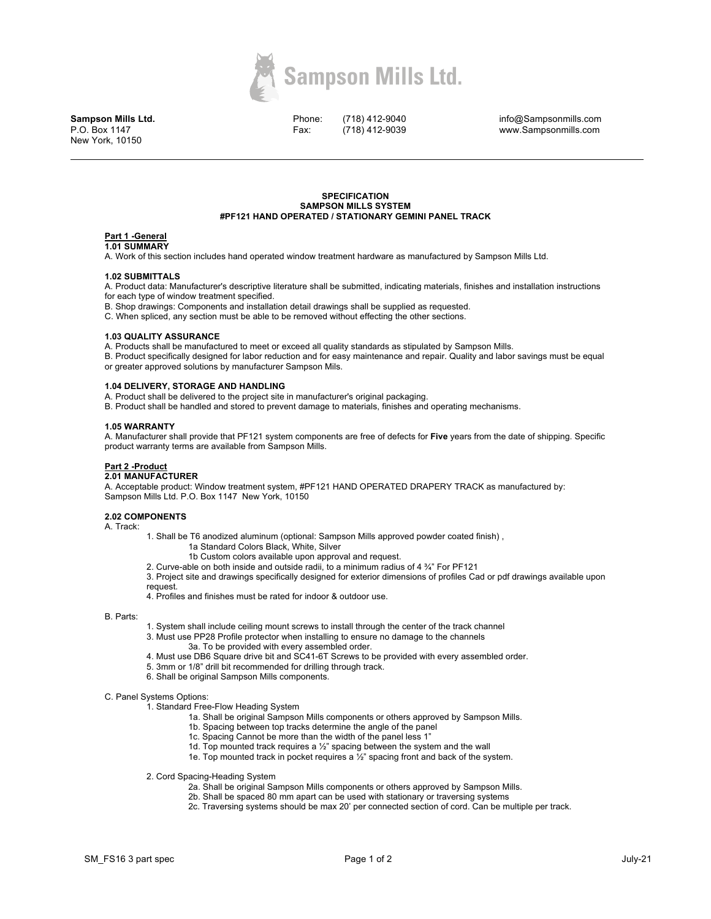# Sampson Mills Ltd.

**Sampson Mills Ltd.**
P.O. Box 1147
New York, 10150

Phone: (718) 412-9040
Fax: (718) 412-9039

info@Sampsonmills.com
www.Sampsonmills.com

---

**SPECIFICATION**
**SAMPSON MILLS SYSTEM**
**#PF121 HAND OPERATED / STATIONARY GEMINI PANEL TRACK**

## Part 1 -General

### 1.01 SUMMARY

A. Work of this section includes hand operated window treatment hardware as manufactured by Sampson Mills Ltd.

### 1.02 SUBMITTALS

A. Product data: Manufacturer's descriptive literature shall be submitted, indicating materials, finishes and installation instructions for each type of window treatment specified.

B. Shop drawings: Components and installation detail drawings shall be supplied as requested.

C. When spliced, any section must be able to be removed without effecting the other sections.

### 1.03 QUALITY ASSURANCE

A. Products shall be manufactured to meet or exceed all quality standards as stipulated by Sampson Mills.

B. Product specifically designed for labor reduction and for easy maintenance and repair. Quality and labor savings must be equal or greater approved solutions by manufacturer Sampson Mils.

### 1.04 DELIVERY, STORAGE AND HANDLING

A. Product shall be delivered to the project site in manufacturer's original packaging.

B. Product shall be handled and stored to prevent damage to materials, finishes and operating mechanisms.

### 1.05 WARRANTY

A. Manufacturer shall provide that PF121 system components are free of defects for **Five** years from the date of shipping. Specific product warranty terms are available from Sampson Mills.

## Part 2 -Product

### 2.01 MANUFACTURER

A. Acceptable product: Window treatment system, #PF121 HAND OPERATED DRAPERY TRACK as manufactured by: Sampson Mills Ltd. P.O. Box 1147 New York, 10150

### 2.02 COMPONENTS

A. Track:

1. Shall be T6 anodized aluminum (optional: Sampson Mills approved powder coated finish) ,
    - 1a Standard Colors Black, White, Silver
    - 1b Custom colors available upon approval and request.
2. Curve-able on both inside and outside radii, to a minimum radius of 4 ¾" For PF121
3. Project site and drawings specifically designed for exterior dimensions of profiles Cad or pdf drawings available upon request.
4. Profiles and finishes must be rated for indoor & outdoor use.

B. Parts:

1. System shall include ceiling mount screws to install through the center of the track channel
3. Must use PP28 Profile protector when installing to ensure no damage to the channels
    - 3a. To be provided with every assembled order.
4. Must use DB6 Square drive bit and SC41-6T Screws to be provided with every assembled order.
5. 3mm or 1/8" drill bit recommended for drilling through track.
6. Shall be original Sampson Mills components.

C. Panel Systems Options:

1. Standard Free-Flow Heading System
    - 1a. Shall be original Sampson Mills components or others approved by Sampson Mills.
    - 1b. Spacing between top tracks determine the angle of the panel
    - 1c. Spacing Cannot be more than the width of the panel less 1"
    - 1d. Top mounted track requires a ½" spacing between the system and the wall
    - 1e. Top mounted track in pocket requires a ½" spacing front and back of the system.

2. Cord Spacing-Heading System
    - 2a. Shall be original Sampson Mills components or others approved by Sampson Mills.
    - 2b. Shall be spaced 80 mm apart can be used with stationary or traversing systems
    - 2c. Traversing systems should be max 20' per connected section of cord. Can be multiple per track.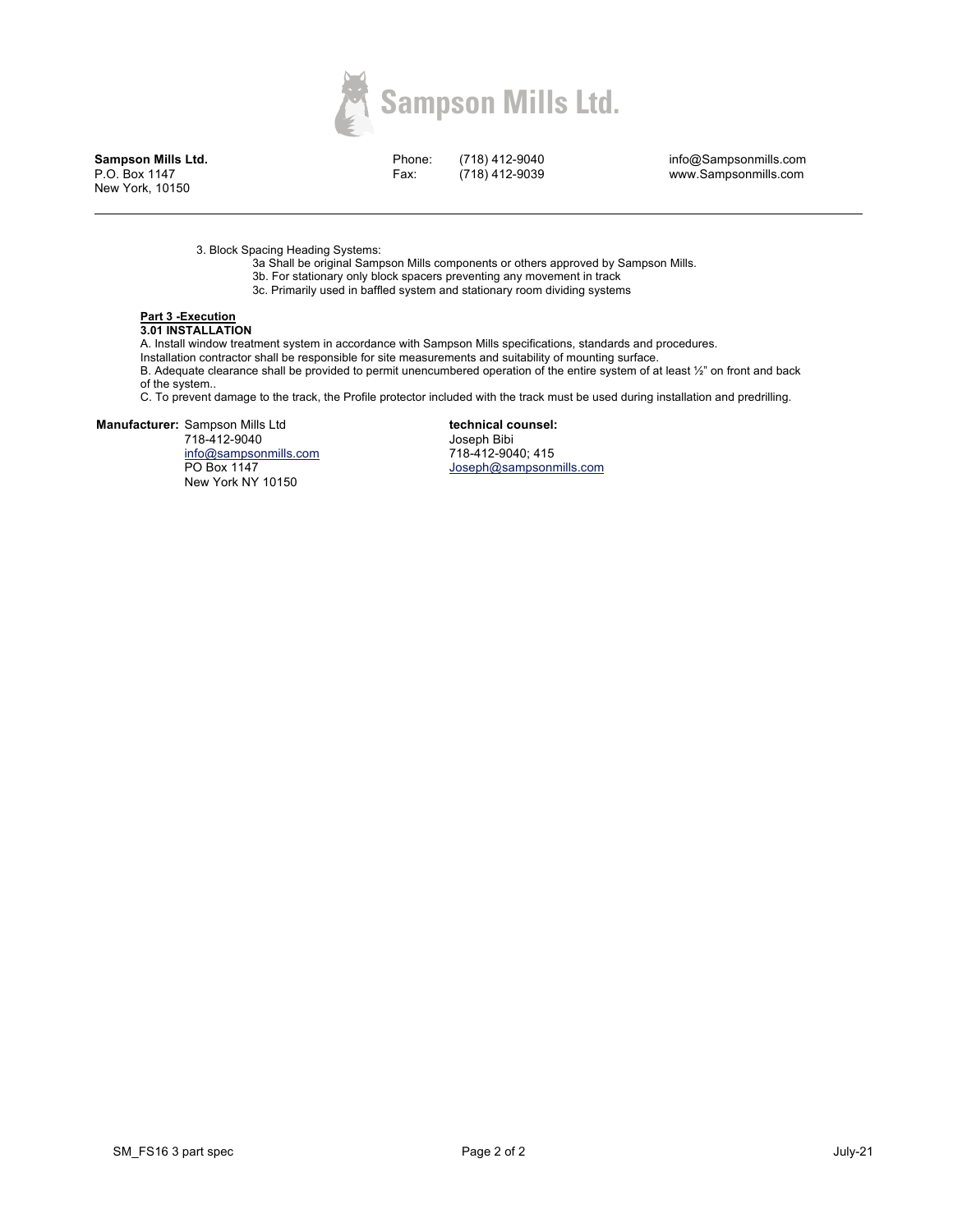3. Block Spacing Heading Systems:
   - 3a Shall be original Sampson Mills components or others approved by Sampson Mills.
   - 3b. For stationary only block spacers preventing any movement in track
   - 3c. Primarily used in baffled system and stationary room dividing systems

**Part 3 -Execution**

**3.01 INSTALLATION**

A. Install window treatment system in accordance with Sampson Mills specifications, standards and procedures.
Installation contractor shall be responsible for site measurements and suitability of mounting surface.

B. Adequate clearance shall be provided to permit unencumbered operation of the entire system of at least ½" on front and back of the system..

C. To prevent damage to the track, the Profile protector included with the track must be used during installation and predrilling.

**Manufacturer:** Sampson Mills Ltd
718-412-9040
info@sampsonmills.com
PO Box 1147
New York NY 10150

**technical counsel:**
Joseph Bibi
718-412-9040; 415
Joseph@sampsonmills.com